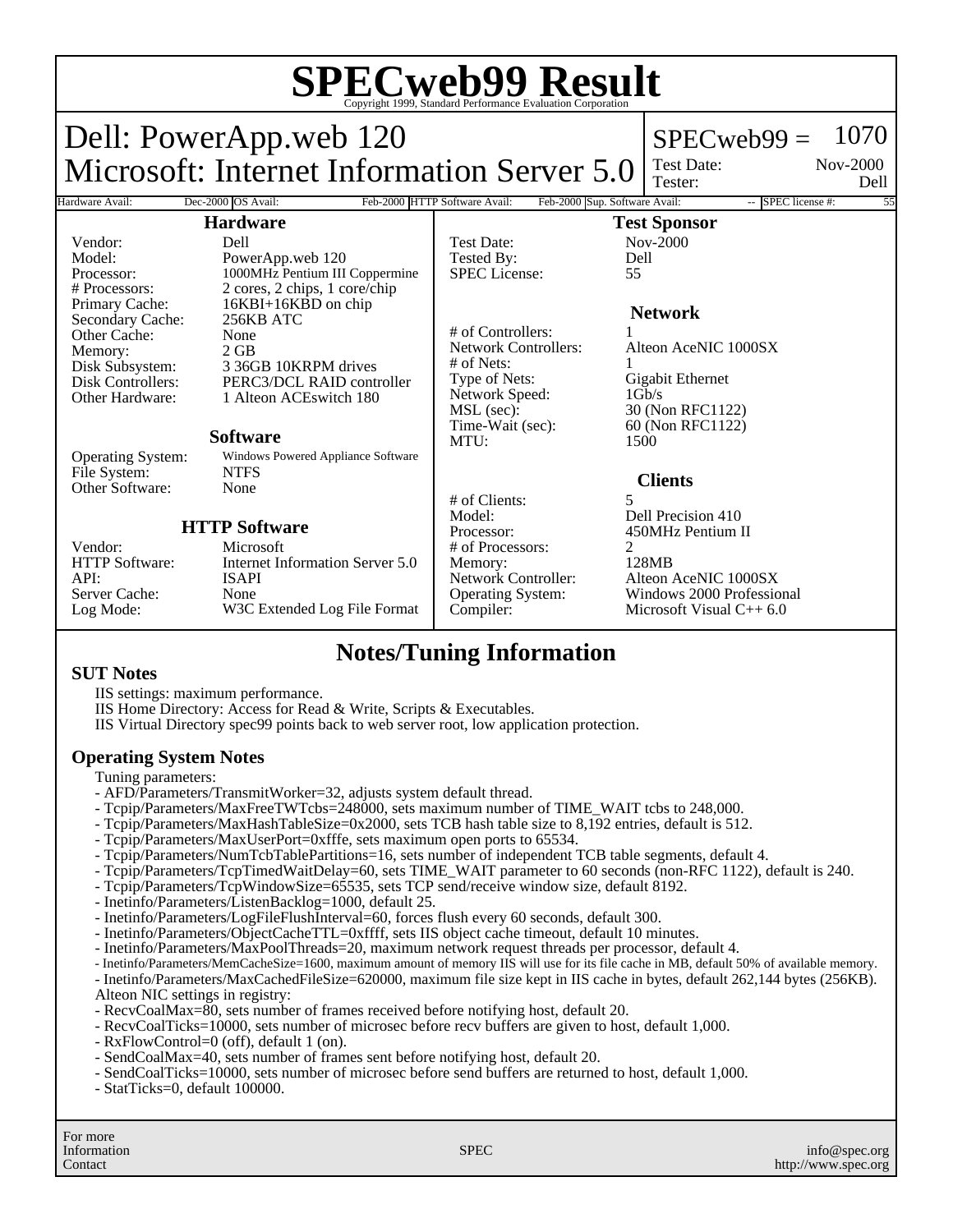# SPECweb99 Result

Copyright 1999, Standard Performance Evaluation Corporation

## Dell: PowerApp.web 120
## Microsoft: Internet Information Server 5.0

SPECweb99 = 1070

Test Date: Nov-2000
Tester: Dell

| Hardware Avail: | Dec-2000 | OS Avail: | Feb-2000 | HTTP Software Avail: | Feb-2000 | Sup. Software Avail: | -- | SPEC license #: | 55 |
|---|---|---|---|---|---|---|---|---|---|

### Hardware

| | |
|---|---|
| Vendor: | Dell |
| Model: | PowerApp.web 120 |
| Processor: | 1000MHz Pentium III Coppermine |
| # Processors: | 2 cores, 2 chips, 1 core/chip |
| Primary Cache: | 16KBI+16KBD on chip |
| Secondary Cache: | 256KB ATC |
| Other Cache: | None |
| Memory: | 2 GB |
| Disk Subsystem: | 3 36GB 10KRPM drives |
| Disk Controllers: | PERC3/DCL RAID controller |
| Other Hardware: | 1 Alteon ACEswitch 180 |

### Software

| | |
|---|---|
| Operating System: | Windows Powered Appliance Software |
| File System: | NTFS |
| Other Software: | None |

### HTTP Software

| | |
|---|---|
| Vendor: | Microsoft |
| HTTP Software: | Internet Information Server 5.0 |
| API: | ISAPI |
| Server Cache: | None |
| Log Mode: | W3C Extended Log File Format |

### Test Sponsor

| | |
|---|---|
| Test Date: | Nov-2000 |
| Tested By: | Dell |
| SPEC License: | 55 |

### Network

| | |
|---|---|
| # of Controllers: | 1 |
| Network Controllers: | Alteon AceNIC 1000SX |
| # of Nets: | 1 |
| Type of Nets: | Gigabit Ethernet |
| Network Speed: | 1Gb/s |
| MSL (sec): | 30 (Non RFC1122) |
| Time-Wait (sec): | 60 (Non RFC1122) |
| MTU: | 1500 |

### Clients

| | |
|---|---|
| # of Clients: | 5 |
| Model: | Dell Precision 410 |
| Processor: | 450MHz Pentium II |
| # of Processors: | 2 |
| Memory: | 128MB |
| Network Controller: | Alteon AceNIC 1000SX |
| Operating System: | Windows 2000 Professional |
| Compiler: | Microsoft Visual C++ 6.0 |

## Notes/Tuning Information

### SUT Notes

IIS settings: maximum performance.
IIS Home Directory: Access for Read & Write, Scripts & Executables.
IIS Virtual Directory spec99 points back to web server root, low application protection.

### Operating System Notes

Tuning parameters:
- AFD/Parameters/TransmitWorker=32, adjusts system default thread.
- Tcpip/Parameters/MaxFreeTWTcbs=248000, sets maximum number of TIME_WAIT tcbs to 248,000.
- Tcpip/Parameters/MaxHashTableSize=0x2000, sets TCB hash table size to 8,192 entries, default is 512.
- Tcpip/Parameters/MaxUserPort=0xfffe, sets maximum open ports to 65534.
- Tcpip/Parameters/NumTcbTablePartitions=16, sets number of independent TCB table segments, default 4.
- Tcpip/Parameters/TcpTimedWaitDelay=60, sets TIME_WAIT parameter to 60 seconds (non-RFC 1122), default is 240.
- Tcpip/Parameters/TcpWindowSize=65535, sets TCP send/receive window size, default 8192.
- Inetinfo/Parameters/ListenBacklog=1000, default 25.
- Inetinfo/Parameters/LogFileFlushInterval=60, forces flush every 60 seconds, default 300.
- Inetinfo/Parameters/ObjectCacheTTL=0xffff, sets IIS object cache timeout, default 10 minutes.
- Inetinfo/Parameters/MaxPoolThreads=20, maximum network request threads per processor, default 4.
- Inetinfo/Parameters/MemCacheSize=1600, maximum amount of memory IIS will use for its file cache in MB, default 50% of available memory.
- Inetinfo/Parameters/MaxCachedFileSize=620000, maximum file size kept in IIS cache in bytes, default 262,144 bytes (256KB).

Alteon NIC settings in registry:
- RecvCoalMax=80, sets number of frames received before notifying host, default 20.
- RecvCoalTicks=10000, sets number of microsec before recv buffers are given to host, default 1,000.
- RxFlowControl=0 (off), default 1 (on).
- SendCoalMax=40, sets number of frames sent before notifying host, default 20.
- SendCoalTicks=10000, sets number of microsec before send buffers are returned to host, default 1,000.
- StatTicks=0, default 100000.

For more Information Contact: SPEC — info@spec.org — http://www.spec.org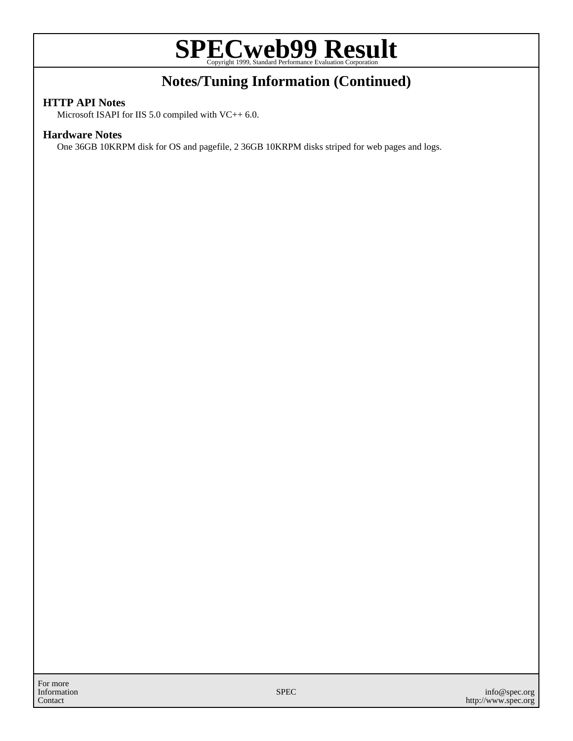# SPECweb99 Result

Copyright 1999, Standard Performance Evaluation Corporation

## Notes/Tuning Information (Continued)

### HTTP API Notes

Microsoft ISAPI for IIS 5.0 compiled with VC++ 6.0.

### Hardware Notes

One 36GB 10KRPM disk for OS and pagefile, 2 36GB 10KRPM disks striped for web pages and logs.

For more Information Contact | SPEC | info@spec.org http://www.spec.org